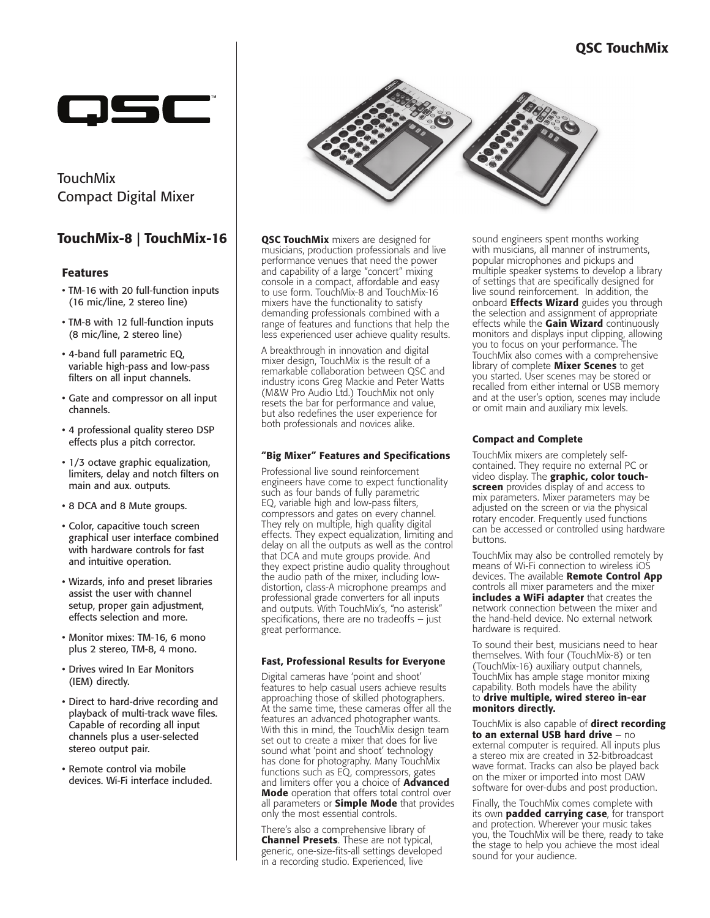QSC

TouchMix
Compact Digital Mixer

# TouchMix-8 | TouchMix-16

## Features

- TM-16 with 20 full-function inputs (16 mic/line, 2 stereo line)
- TM-8 with 12 full-function inputs (8 mic/line, 2 stereo line)
- 4-band full parametric EQ, variable high-pass and low-pass filters on all input channels.
- Gate and compressor on all input channels.
- 4 professional quality stereo DSP effects plus a pitch corrector.
- 1/3 octave graphic equalization, limiters, delay and notch filters on main and aux. outputs.
- 8 DCA and 8 Mute groups.
- Color, capacitive touch screen graphical user interface combined with hardware controls for fast and intuitive operation.
- Wizards, info and preset libraries assist the user with channel setup, proper gain adjustment, effects selection and more.
- Monitor mixes: TM-16, 6 mono plus 2 stereo, TM-8, 4 mono.
- Drives wired In Ear Monitors (IEM) directly.
- Direct to hard-drive recording and playback of multi-track wave files. Capable of recording all input channels plus a user-selected stereo output pair.
- Remote control via mobile devices. Wi-Fi interface included.

**QSC TouchMix** mixers are designed for musicians, production professionals and live performance venues that need the power and capability of a large "concert" mixing console in a compact, affordable and easy to use form. TouchMix-8 and TouchMix-16 mixers have the functionality to satisfy demanding professionals combined with a range of features and functions that help the less experienced user achieve quality results.

A breakthrough in innovation and digital mixer design, TouchMix is the result of a remarkable collaboration between QSC and industry icons Greg Mackie and Peter Watts (M&W Pro Audio Ltd.) TouchMix not only resets the bar for performance and value, but also redefines the user experience for both professionals and novices alike.

### "Big Mixer" Features and Specifications

Professional live sound reinforcement engineers have come to expect functionality such as four bands of fully parametric EQ, variable high and low-pass filters, compressors and gates on every channel. They rely on multiple, high quality digital effects. They expect equalization, limiting and delay on all the outputs as well as the control that DCA and mute groups provide. And they expect pristine audio quality throughout the audio path of the mixer, including low-distortion, class-A microphone preamps and professional grade converters for all inputs and outputs. With TouchMix's, "no asterisk" specifications, there are no tradeoffs – just great performance.

### Fast, Professional Results for Everyone

Digital cameras have 'point and shoot' features to help casual users achieve results approaching those of skilled photographers. At the same time, these cameras offer all the features an advanced photographer wants. With this in mind, the TouchMix design team set out to create a mixer that does for live sound what 'point and shoot' technology has done for photography. Many TouchMix functions such as EQ, compressors, gates and limiters offer you a choice of **Advanced Mode** operation that offers total control over all parameters or **Simple Mode** that provides only the most essential controls.

There's also a comprehensive library of **Channel Presets**. These are not typical, generic, one-size-fits-all settings developed in a recording studio. Experienced, live sound engineers spent months working with musicians, all manner of instruments, popular microphones and pickups and multiple speaker systems to develop a library of settings that are specifically designed for live sound reinforcement. In addition, the onboard **Effects Wizard** guides you through the selection and assignment of appropriate effects while the **Gain Wizard** continuously monitors and displays input clipping, allowing you to focus on your performance. The TouchMix also comes with a comprehensive library of complete **Mixer Scenes** to get you started. User scenes may be stored or recalled from either internal or USB memory and at the user's option, scenes may include or omit main and auxiliary mix levels.

### Compact and Complete

TouchMix mixers are completely self-contained. They require no external PC or video display. The **graphic, color touch-screen** provides display of and access to mix parameters. Mixer parameters may be adjusted on the screen or via the physical rotary encoder. Frequently used functions can be accessed or controlled using hardware buttons.

TouchMix may also be controlled remotely by means of Wi-Fi connection to wireless iOS devices. The available **Remote Control App** controls all mixer parameters and the mixer **includes a WiFi adapter** that creates the network connection between the mixer and the hand-held device. No external network hardware is required.

To sound their best, musicians need to hear themselves. With four (TouchMix-8) or ten (TouchMix-16) auxiliary output channels, TouchMix has ample stage monitor mixing capability. Both models have the ability to **drive multiple, wired stereo in-ear monitors directly.**

TouchMix is also capable of **direct recording to an external USB hard drive** – no external computer is required. All inputs plus a stereo mix are created in 32-bitbroadcast wave format. Tracks can also be played back on the mixer or imported into most DAW software for over-dubs and post production.

Finally, the TouchMix comes complete with its own **padded carrying case**, for transport and protection. Wherever your music takes you, the TouchMix will be there, ready to take the stage to help you achieve the most ideal sound for your audience.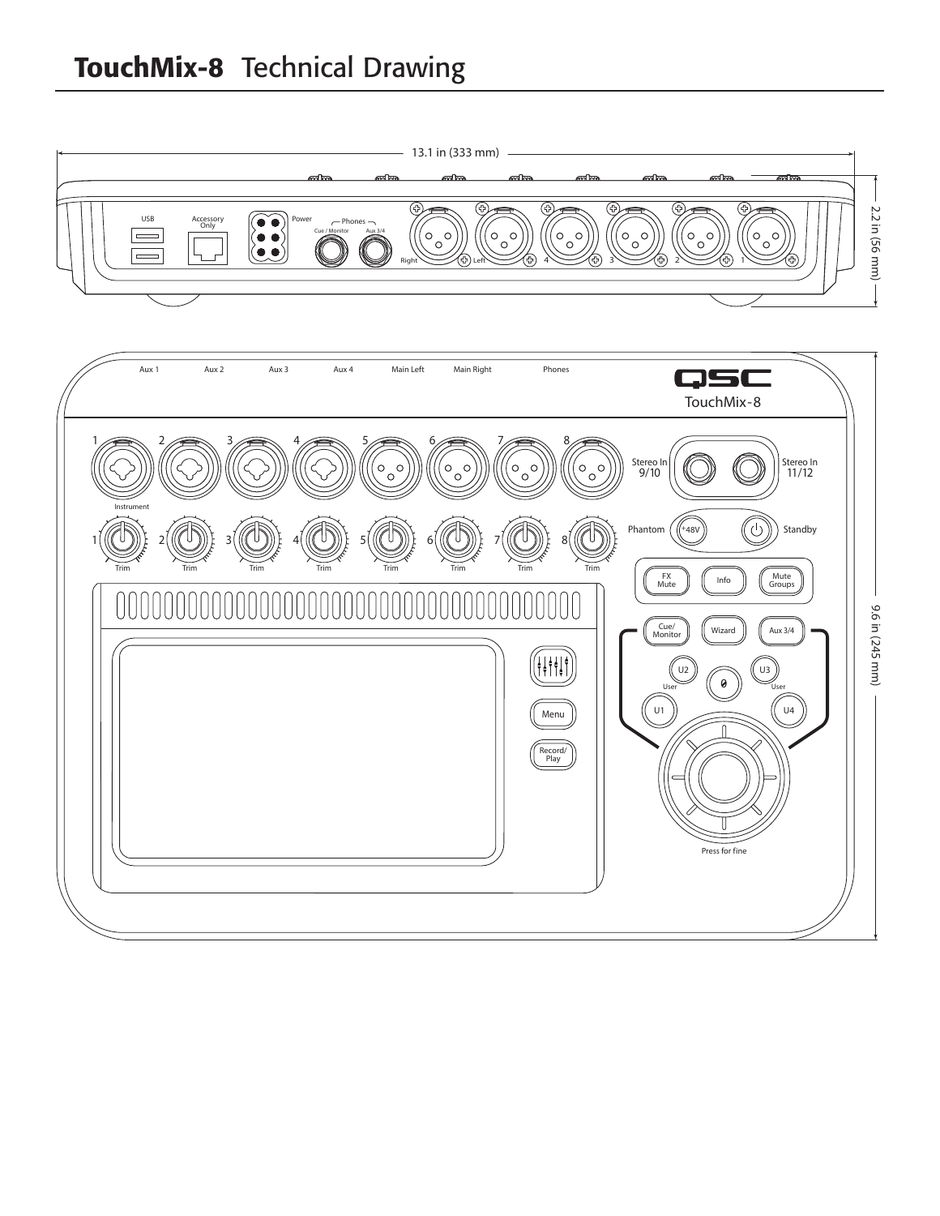# **TouchMix-8** Technical Drawing

13.1 in (333 mm)

2.2 in (56 mm)

USB

Accessory Only

Power

Phones

Cue / Monitor

Aux 3/4

Right

Left

4

3

2

1

9.6 in (245 mm)

Aux 1

Aux 2

Aux 3

Aux 4

Main Left

Main Right

Phones

QSC

TouchMix-8

1 2 3 4 5 6 7 8

Instrument

Stereo In 9/10

Stereo In 11/12

Phantom

+48V

Standby

Trim

FX Mute

Info

Mute Groups

Cue/ Monitor

Wizard

Aux 3/4

U2

U3

User

User

U1

U4

Menu

Record/ Play

Press for fine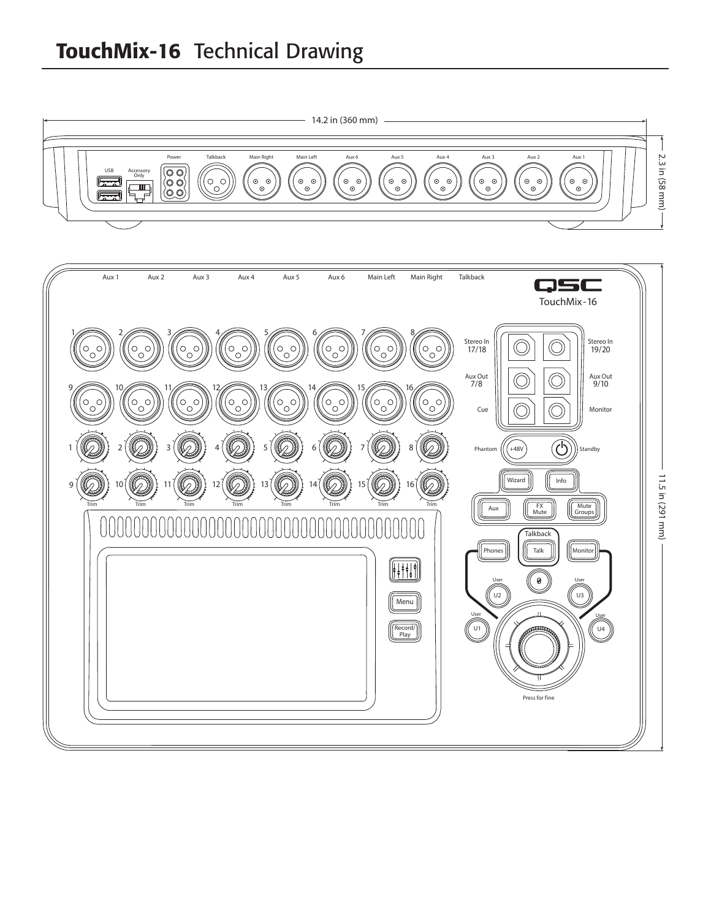# TouchMix-16 Technical Drawing

14.2 in (360 mm)

2.3 in (58 mm)

USB | Accessory Only | Power | Talkback | Main Right | Main Left | Aux 6 | Aux 5 | Aux 4 | Aux 3 | Aux 2 | Aux 1

Aux 1 | Aux 2 | Aux 3 | Aux 4 | Aux 5 | Aux 6 | Main Left | Main Right | Talkback

QSC

TouchMix-16

1 2 3 4 5 6 7 8

9 10 11 12 13 14 15 16

Stereo In 17/18

Stereo In 19/20

Aux Out 7/8

Aux Out 9/10

Cue

Monitor

Phantom +48V

Standby

Trim

Wizard

Info

Aux

FX Mute

Mute Groups

Talkback

Phones

Talk

Monitor

User U1

User U2

User U3

User U4

Menu

Record/ Play

Press for fine

11.5 in (291 mm)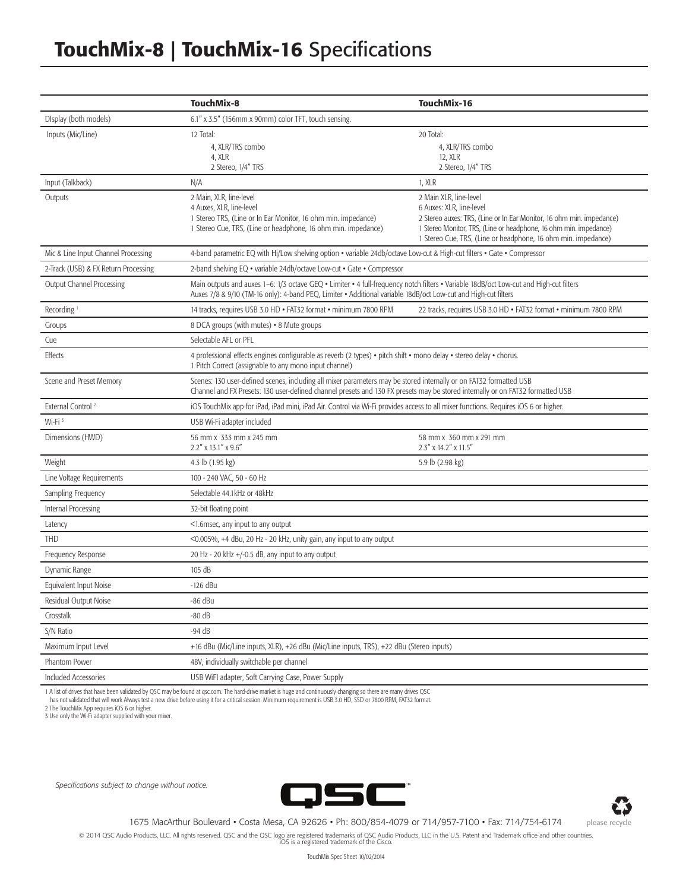# TouchMix-8 | TouchMix-16 Specifications

| | TouchMix-8 | TouchMix-16 |
|---|---|---|
| DIsplay (both models) | 6.1" x 3.5" (156mm x 90mm) color TFT, touch sensing. | |
| Inputs (Mic/Line) | 12 Total:<br>4, XLR/TRS combo<br>4, XLR<br>2 Stereo, 1/4" TRS | 20 Total:<br>4, XLR/TRS combo<br>12, XLR<br>2 Stereo, 1/4" TRS |
| Input (Talkback) | N/A | 1, XLR |
| Outputs | 2 Main, XLR, line-level<br>4 Auxes, XLR, line-level<br>1 Stereo TRS, (Line or In Ear Monitor, 16 ohm min. impedance)<br>1 Stereo Cue, TRS, (Line or headphone, 16 ohm min. impedance) | 2 Main XLR, line-level<br>6 Auxes: XLR, line-level<br>2 Stereo auxes: TRS, (Line or In Ear Monitor, 16 ohm min. impedance)<br>1 Stereo Monitor, TRS, (Line or headphone, 16 ohm min. impedance)<br>1 Stereo Cue, TRS, (Line or headphone, 16 ohm min. impedance) |
| Mic & Line Input Channel Processing | 4-band parametric EQ with Hi/Low shelving option • variable 24db/octave Low-cut & High-cut filters • Gate • Compressor | |
| 2-Track (USB) & FX Return Processing | 2-band shelving EQ • variable 24db/octave Low-cut • Gate • Compressor | |
| Output Channel Processing | Main outputs and auxes 1–6: 1/3 octave GEQ • Limiter • 4 full-frequency notch filters • Variable 18dB/oct Low-cut and High-cut filters<br>Auxes 7/8 & 9/10 (TM-16 only): 4-band PEQ, Limiter • Additional variable 18dB/oct Low-cut and High-cut filters | |
| Recording [1] | 14 tracks, requires USB 3.0 HD • FAT32 format • minimum 7800 RPM | 22 tracks, requires USB 3.0 HD • FAT32 format • minimum 7800 RPM |
| Groups | 8 DCA groups (with mutes) • 8 Mute groups | |
| Cue | Selectable AFL or PFL | |
| Effects | 4 professional effects engines configurable as reverb (2 types) • pitch shift • mono delay • stereo delay • chorus.<br>1 Pitch Correct (assignable to any mono input channel) | |
| Scene and Preset Memory | Scenes: 130 user-defined scenes, including all mixer parameters may be stored internally or on FAT32 formatted USB<br>Channel and FX Presets: 130 user-defined channel presets and 130 FX presets may be stored internally or on FAT32 formatted USB | |
| External Control [2] | iOS TouchMix app for iPad, iPad mini, iPad Air. Control via Wi-Fi provides access to all mixer functions. Requires iOS 6 or higher. | |
| Wi-Fi [3] | USB Wi-Fi adapter included | |
| Dimensions (HWD) | 56 mm x 333 mm x 245 mm<br>2.2" x 13.1" x 9.6" | 58 mm x 360 mm x 291 mm<br>2.3" x 14.2" x 11.5" |
| Weight | 4.3 lb (1.95 kg) | 5.9 lb (2.98 kg) |
| Line Voltage Requirements | 100 - 240 VAC, 50 - 60 Hz | |
| Sampling Frequency | Selectable 44.1kHz or 48kHz | |
| Internal Processing | 32-bit floating point | |
| Latency | <1.6msec, any input to any output | |
| THD | <0.005%, +4 dBu, 20 Hz - 20 kHz, unity gain, any input to any output | |
| Frequency Response | 20 Hz - 20 kHz +/-0.5 dB, any input to any output | |
| Dynamic Range | 105 dB | |
| Equivalent Input Noise | -126 dBu | |
| Residual Output Noise | -86 dBu | |
| Crosstalk | -80 dB | |
| S/N Ratio | -94 dB | |
| Maximum Input Level | +16 dBu (Mic/Line inputs, XLR), +26 dBu (Mic/Line inputs, TRS), +22 dBu (Stereo inputs) | |
| Phantom Power | 48V, individually switchable per channel | |
| Included Accessories | USB WiFI adapter, Soft Carrying Case, Power Supply | |

1 A list of drives that have been validated by QSC may be found at qsc.com. The hard-drive market is huge and continuously changing so there are many drives QSC has not validated that will work Always test a new drive before using it for a critical session. Minimum requirement is USB 3.0 HD, SSD or 7800 RPM, FAT32 format.
2 The TouchMix App requires iOS 6 or higher.
3 Use only the Wi-Fi adapter supplied with your mixer.

*Specifications subject to change without notice.*

QSC™

1675 MacArthur Boulevard • Costa Mesa, CA 92626 • Ph: 800/854-4079 or 714/957-7100 • Fax: 714/754-6174

please recycle

© 2014 QSC Audio Products, LLC. All rights reserved. QSC and the QSC logo are registered trademarks of QSC Audio Products, LLC in the U.S. Patent and Trademark office and other countries. iOS is a registered trademark of the Cisco.

TouchMix Spec Sheet 10/02/2014